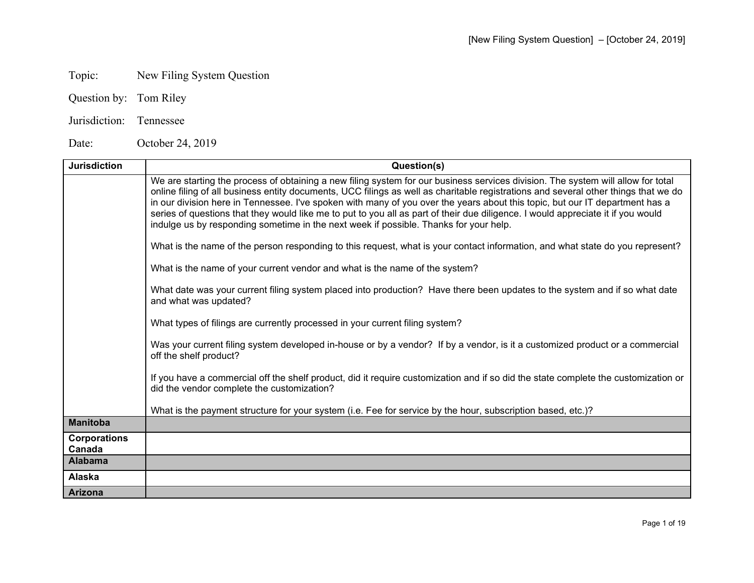Topic: New Filing System Question

Question by: Tom Riley

Jurisdiction: Tennessee

Date: October 24, 2019

| Jurisdiction | Question(s) |
|---|---|
| | We are starting the process of obtaining a new filing system for our business services division. The system will allow for total online filing of all business entity documents, UCC filings as well as charitable registrations and several other things that we do in our division here in Tennessee. I've spoken with many of you over the years about this topic, but our IT department has a series of questions that they would like me to put to you all as part of their due diligence. I would appreciate it if you would indulge us by responding sometime in the next week if possible. Thanks for your help.<br><br>What is the name of the person responding to this request, what is your contact information, and what state do you represent?<br><br>What is the name of your current vendor and what is the name of the system?<br><br>What date was your current filing system placed into production? Have there been updates to the system and if so what date and what was updated?<br><br>What types of filings are currently processed in your current filing system?<br><br>Was your current filing system developed in-house or by a vendor? If by a vendor, is it a customized product or a commercial off the shelf product?<br><br>If you have a commercial off the shelf product, did it require customization and if so did the state complete the customization or did the vendor complete the customization?<br><br>What is the payment structure for your system (i.e. Fee for service by the hour, subscription based, etc.)? |
| **Manitoba** | |
| **Corporations Canada** | |
| **Alabama** | |
| **Alaska** | |
| **Arizona** | |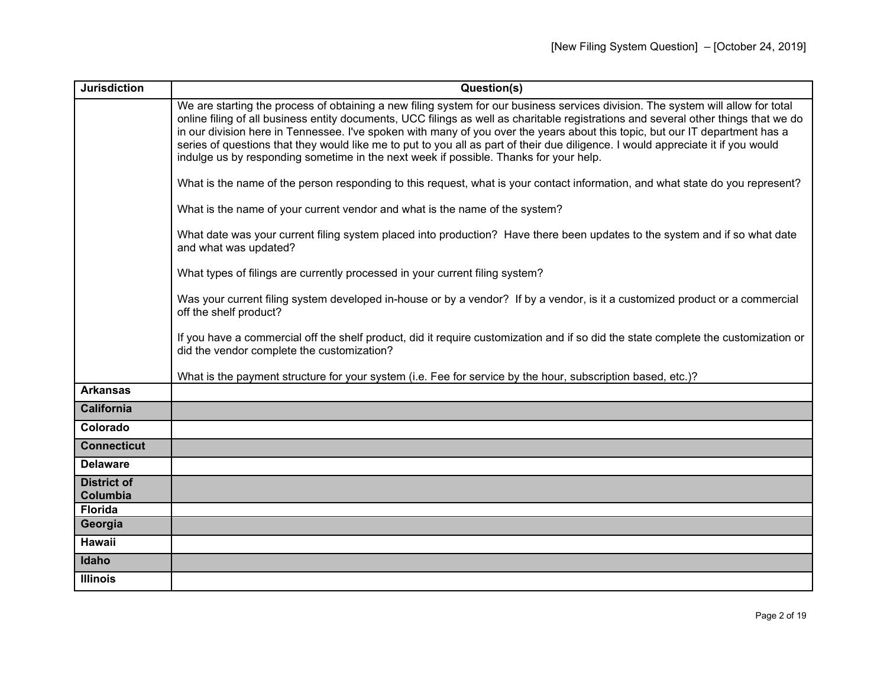| Jurisdiction | Question(s) |
| --- | --- |
| | We are starting the process of obtaining a new filing system for our business services division. The system will allow for total online filing of all business entity documents, UCC filings as well as charitable registrations and several other things that we do in our division here in Tennessee. I've spoken with many of you over the years about this topic, but our IT department has a series of questions that they would like me to put to you all as part of their due diligence. I would appreciate it if you would indulge us by responding sometime in the next week if possible. Thanks for your help.<br><br>What is the name of the person responding to this request, what is your contact information, and what state do you represent?<br><br>What is the name of your current vendor and what is the name of the system?<br><br>What date was your current filing system placed into production? Have there been updates to the system and if so what date and what was updated?<br><br>What types of filings are currently processed in your current filing system?<br><br>Was your current filing system developed in-house or by a vendor? If by a vendor, is it a customized product or a commercial off the shelf product?<br><br>If you have a commercial off the shelf product, did it require customization and if so did the state complete the customization or did the vendor complete the customization?<br><br>What is the payment structure for your system (i.e. Fee for service by the hour, subscription based, etc.)? |
| **Arkansas** | |
| **California** | |
| **Colorado** | |
| **Connecticut** | |
| **Delaware** | |
| **District of Columbia** | |
| **Florida** | |
| **Georgia** | |
| **Hawaii** | |
| **Idaho** | |
| **Illinois** | |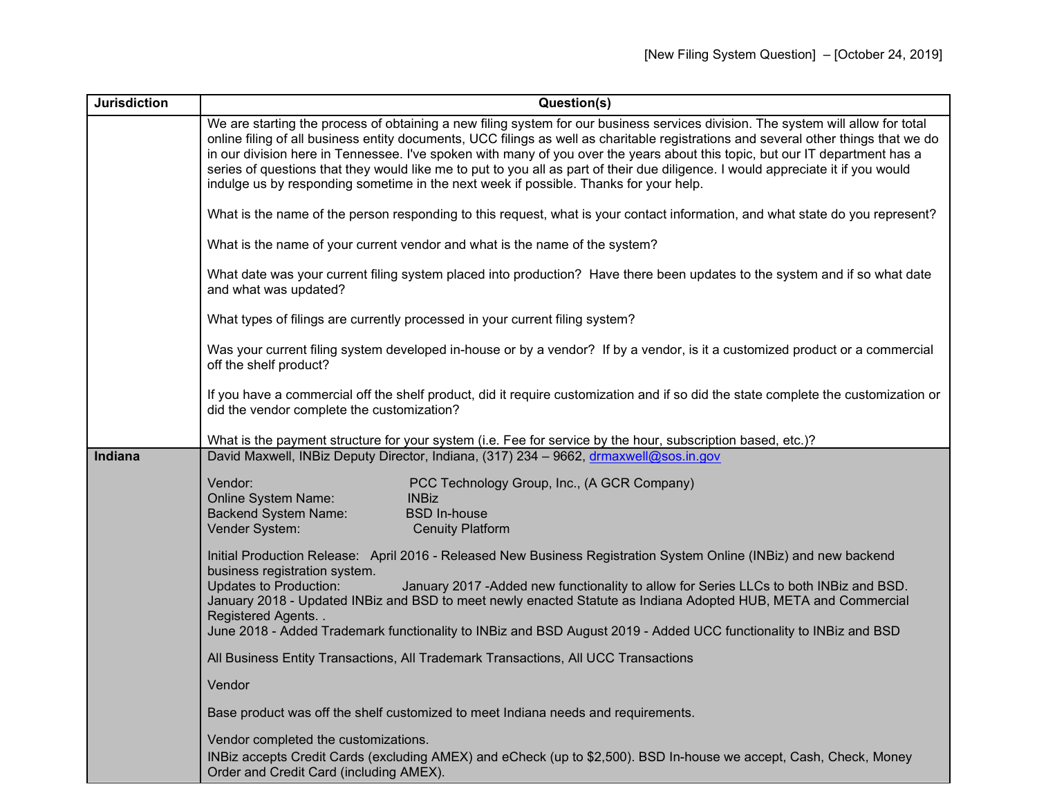[New Filing System Question] – [October 24, 2019]

| Jurisdiction | Question(s) |
| --- | --- |
| | We are starting the process of obtaining a new filing system for our business services division. The system will allow for total online filing of all business entity documents, UCC filings as well as charitable registrations and several other things that we do in our division here in Tennessee. I've spoken with many of you over the years about this topic, but our IT department has a series of questions that they would like me to put to you all as part of their due diligence. I would appreciate it if you would indulge us by responding sometime in the next week if possible. Thanks for your help.<br><br>What is the name of the person responding to this request, what is your contact information, and what state do you represent?<br><br>What is the name of your current vendor and what is the name of the system?<br><br>What date was your current filing system placed into production? Have there been updates to the system and if so what date and what was updated?<br><br>What types of filings are currently processed in your current filing system?<br><br>Was your current filing system developed in-house or by a vendor? If by a vendor, is it a customized product or a commercial off the shelf product?<br><br>If you have a commercial off the shelf product, did it require customization and if so did the state complete the customization or did the vendor complete the customization?<br><br>What is the payment structure for your system (i.e. Fee for service by the hour, subscription based, etc.)? |
| **Indiana** | David Maxwell, INBiz Deputy Director, Indiana, (317) 234 – 9662, drmaxwell@sos.in.gov<br><br>Vendor: PCC Technology Group, Inc., (A GCR Company)<br>Online System Name: INBiz<br>Backend System Name: BSD In-house<br>Vender System: Cenuity Platform<br><br>Initial Production Release: April 2016 - Released New Business Registration System Online (INBiz) and new backend business registration system.<br>Updates to Production: January 2017 -Added new functionality to allow for Series LLCs to both INBiz and BSD.<br>January 2018 - Updated INBiz and BSD to meet newly enacted Statute as Indiana Adopted HUB, META and Commercial Registered Agents. .<br>June 2018 - Added Trademark functionality to INBiz and BSD August 2019 - Added UCC functionality to INBiz and BSD<br><br>All Business Entity Transactions, All Trademark Transactions, All UCC Transactions<br><br>Vendor<br><br>Base product was off the shelf customized to meet Indiana needs and requirements.<br><br>Vendor completed the customizations.<br>INBiz accepts Credit Cards (excluding AMEX) and eCheck (up to $2,500). BSD In-house we accept, Cash, Check, Money Order and Credit Card (including AMEX). |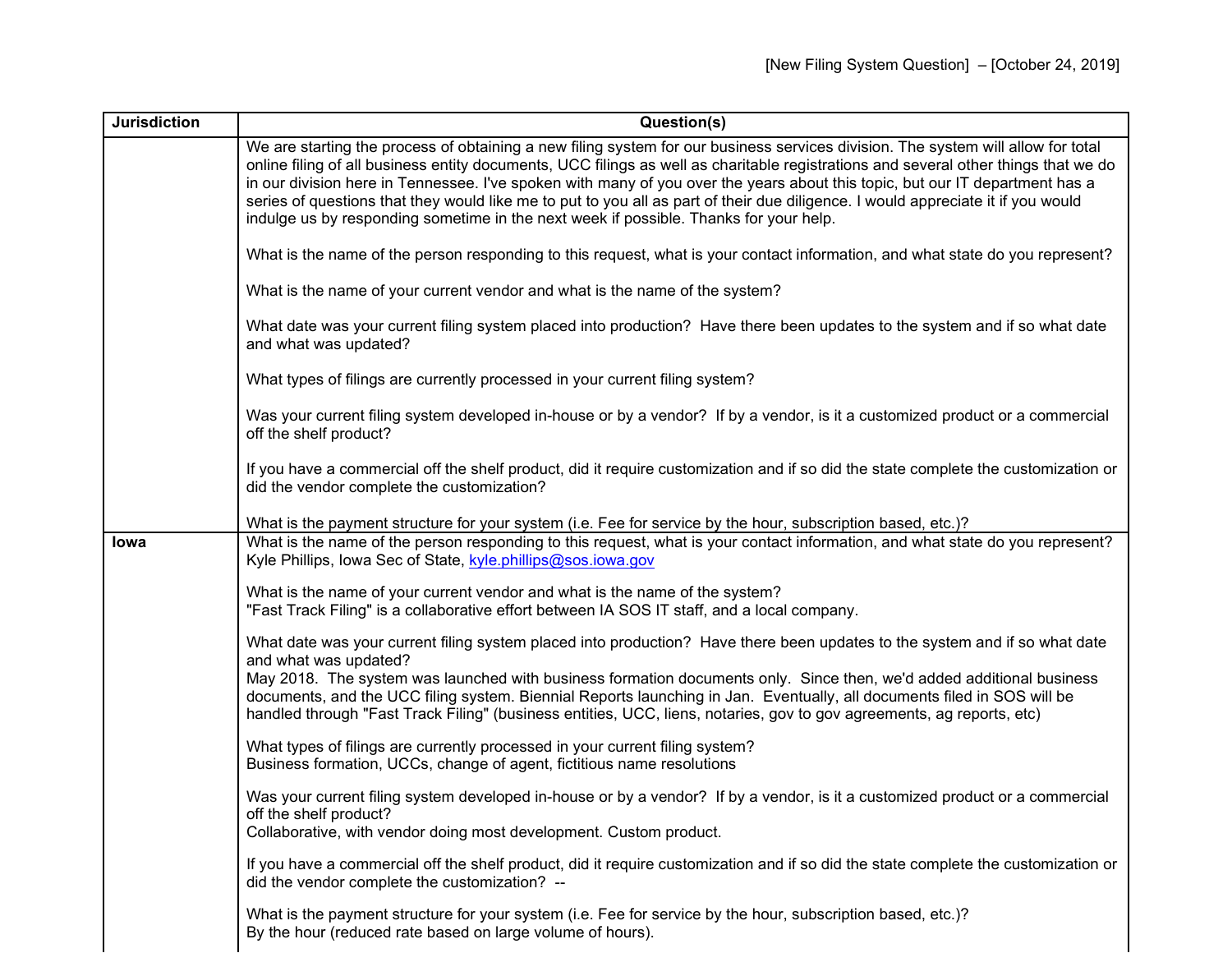[New Filing System Question] – [October 24, 2019]

| Jurisdiction | Question(s) |
| --- | --- |
| | We are starting the process of obtaining a new filing system for our business services division. The system will allow for total online filing of all business entity documents, UCC filings as well as charitable registrations and several other things that we do in our division here in Tennessee. I've spoken with many of you over the years about this topic, but our IT department has a series of questions that they would like me to put to you all as part of their due diligence. I would appreciate it if you would indulge us by responding sometime in the next week if possible. Thanks for your help.<br><br>What is the name of the person responding to this request, what is your contact information, and what state do you represent?<br><br>What is the name of your current vendor and what is the name of the system?<br><br>What date was your current filing system placed into production? Have there been updates to the system and if so what date and what was updated?<br><br>What types of filings are currently processed in your current filing system?<br><br>Was your current filing system developed in-house or by a vendor? If by a vendor, is it a customized product or a commercial off the shelf product?<br><br>If you have a commercial off the shelf product, did it require customization and if so did the state complete the customization or did the vendor complete the customization?<br><br>What is the payment structure for your system (i.e. Fee for service by the hour, subscription based, etc.)? |
| **Iowa** | What is the name of the person responding to this request, what is your contact information, and what state do you represent?<br>Kyle Phillips, Iowa Sec of State, kyle.phillips@sos.iowa.gov<br><br>What is the name of your current vendor and what is the name of the system?<br>"Fast Track Filing" is a collaborative effort between IA SOS IT staff, and a local company.<br><br>What date was your current filing system placed into production? Have there been updates to the system and if so what date and what was updated?<br>May 2018. The system was launched with business formation documents only. Since then, we'd added additional business documents, and the UCC filing system. Biennial Reports launching in Jan. Eventually, all documents filed in SOS will be handled through "Fast Track Filing" (business entities, UCC, liens, notaries, gov to gov agreements, ag reports, etc)<br><br>What types of filings are currently processed in your current filing system?<br>Business formation, UCCs, change of agent, fictitious name resolutions<br><br>Was your current filing system developed in-house or by a vendor? If by a vendor, is it a customized product or a commercial off the shelf product?<br>Collaborative, with vendor doing most development. Custom product.<br><br>If you have a commercial off the shelf product, did it require customization and if so did the state complete the customization or did the vendor complete the customization? --<br><br>What is the payment structure for your system (i.e. Fee for service by the hour, subscription based, etc.)?<br>By the hour (reduced rate based on large volume of hours). |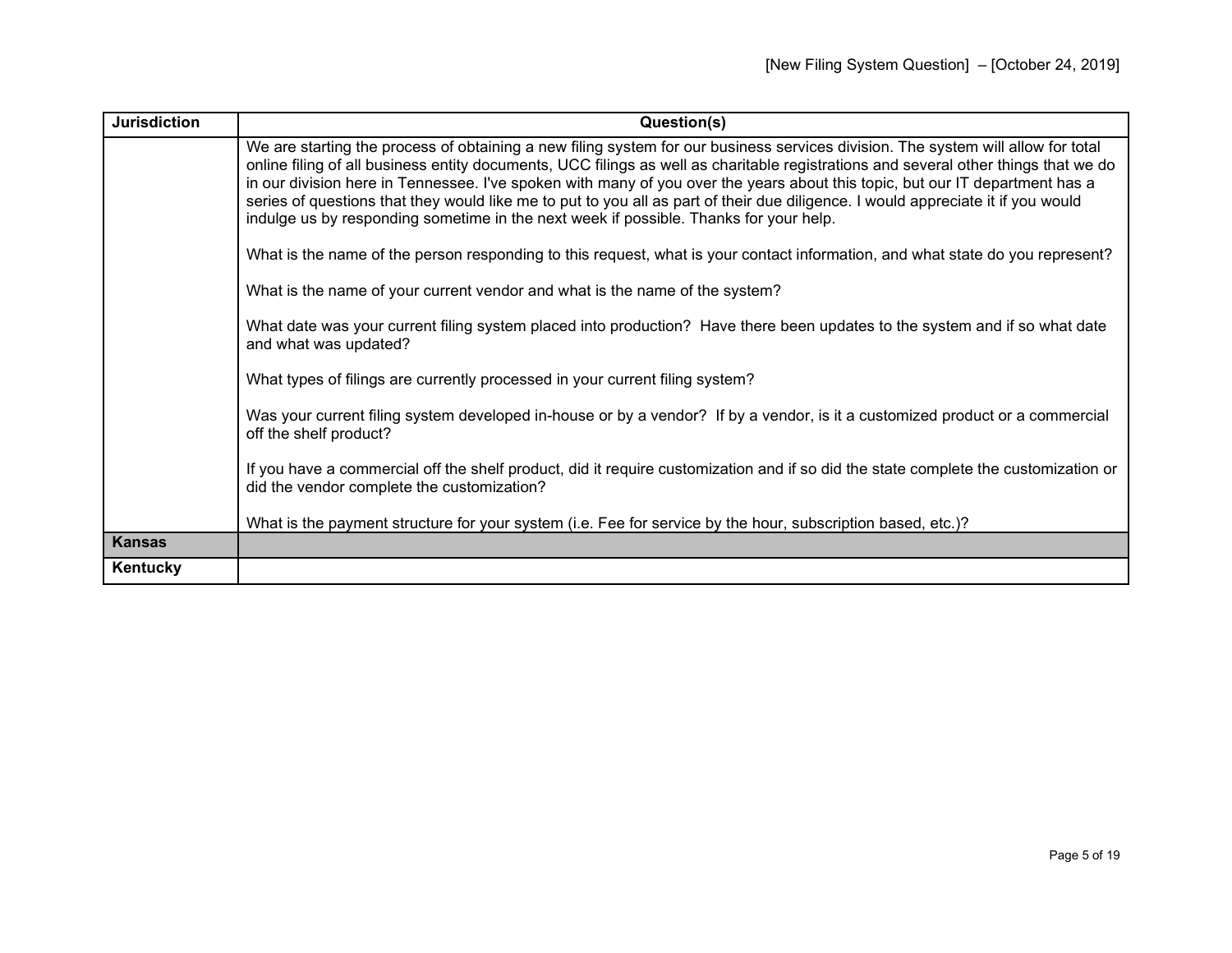| Jurisdiction | Question(s) |
|---|---|
| | We are starting the process of obtaining a new filing system for our business services division. The system will allow for total online filing of all business entity documents, UCC filings as well as charitable registrations and several other things that we do in our division here in Tennessee. I've spoken with many of you over the years about this topic, but our IT department has a series of questions that they would like me to put to you all as part of their due diligence. I would appreciate it if you would indulge us by responding sometime in the next week if possible. Thanks for your help.<br><br>What is the name of the person responding to this request, what is your contact information, and what state do you represent?<br><br>What is the name of your current vendor and what is the name of the system?<br><br>What date was your current filing system placed into production? Have there been updates to the system and if so what date and what was updated?<br><br>What types of filings are currently processed in your current filing system?<br><br>Was your current filing system developed in-house or by a vendor? If by a vendor, is it a customized product or a commercial off the shelf product?<br><br>If you have a commercial off the shelf product, did it require customization and if so did the state complete the customization or did the vendor complete the customization?<br><br>What is the payment structure for your system (i.e. Fee for service by the hour, subscription based, etc.)? |
| **Kansas** | |
| **Kentucky** | |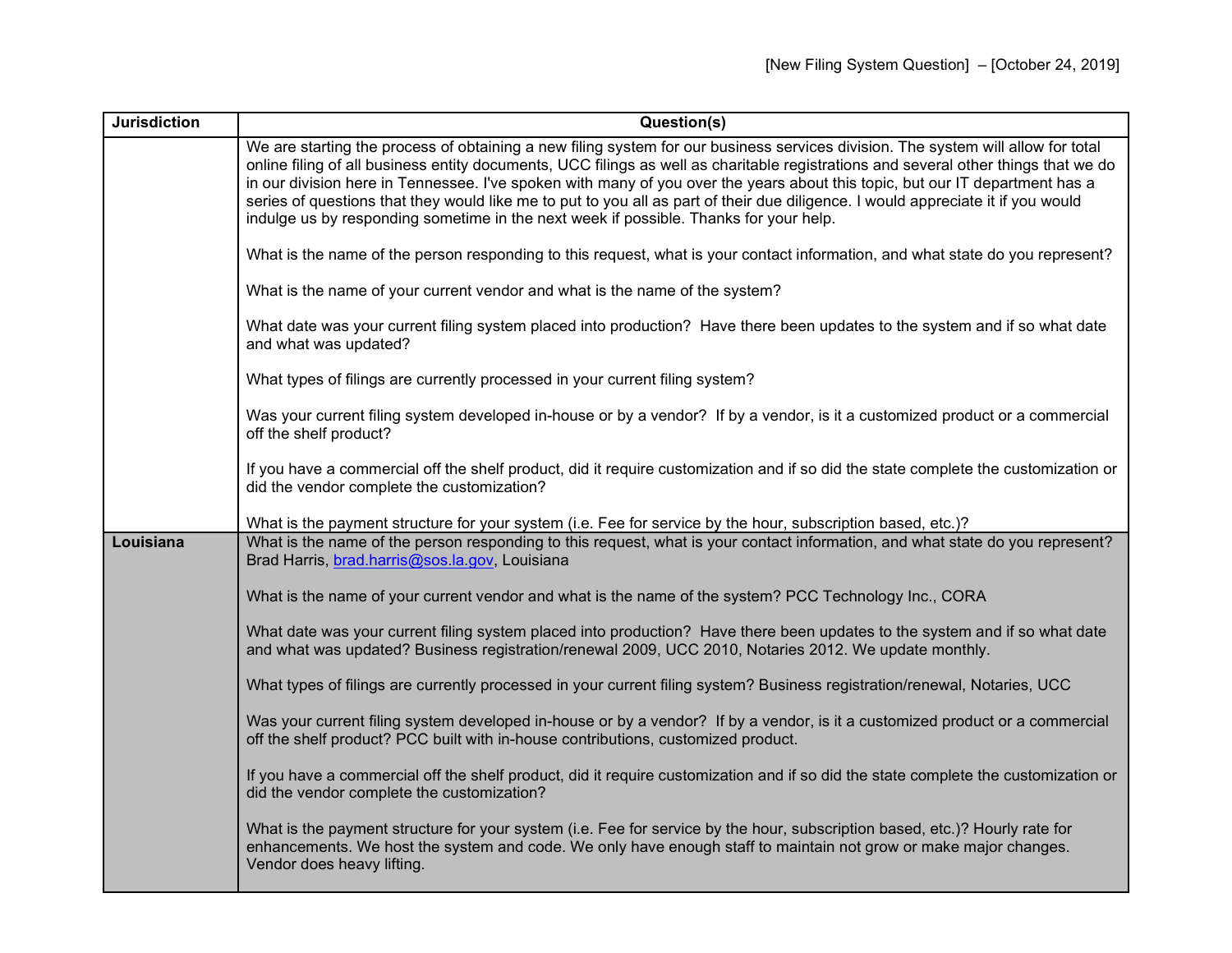| Jurisdiction | Question(s) |
| --- | --- |
| | We are starting the process of obtaining a new filing system for our business services division. The system will allow for total online filing of all business entity documents, UCC filings as well as charitable registrations and several other things that we do in our division here in Tennessee. I've spoken with many of you over the years about this topic, but our IT department has a series of questions that they would like me to put to you all as part of their due diligence. I would appreciate it if you would indulge us by responding sometime in the next week if possible. Thanks for your help.<br><br>What is the name of the person responding to this request, what is your contact information, and what state do you represent?<br><br>What is the name of your current vendor and what is the name of the system?<br><br>What date was your current filing system placed into production? Have there been updates to the system and if so what date and what was updated?<br><br>What types of filings are currently processed in your current filing system?<br><br>Was your current filing system developed in-house or by a vendor? If by a vendor, is it a customized product or a commercial off the shelf product?<br><br>If you have a commercial off the shelf product, did it require customization and if so did the state complete the customization or did the vendor complete the customization?<br><br>What is the payment structure for your system (i.e. Fee for service by the hour, subscription based, etc.)? |
| **Louisiana** | What is the name of the person responding to this request, what is your contact information, and what state do you represent? Brad Harris, brad.harris@sos.la.gov, Louisiana<br><br>What is the name of your current vendor and what is the name of the system? PCC Technology Inc., CORA<br><br>What date was your current filing system placed into production? Have there been updates to the system and if so what date and what was updated? Business registration/renewal 2009, UCC 2010, Notaries 2012. We update monthly.<br><br>What types of filings are currently processed in your current filing system? Business registration/renewal, Notaries, UCC<br><br>Was your current filing system developed in-house or by a vendor? If by a vendor, is it a customized product or a commercial off the shelf product? PCC built with in-house contributions, customized product.<br><br>If you have a commercial off the shelf product, did it require customization and if so did the state complete the customization or did the vendor complete the customization?<br><br>What is the payment structure for your system (i.e. Fee for service by the hour, subscription based, etc.)? Hourly rate for enhancements. We host the system and code. We only have enough staff to maintain not grow or make major changes. Vendor does heavy lifting. |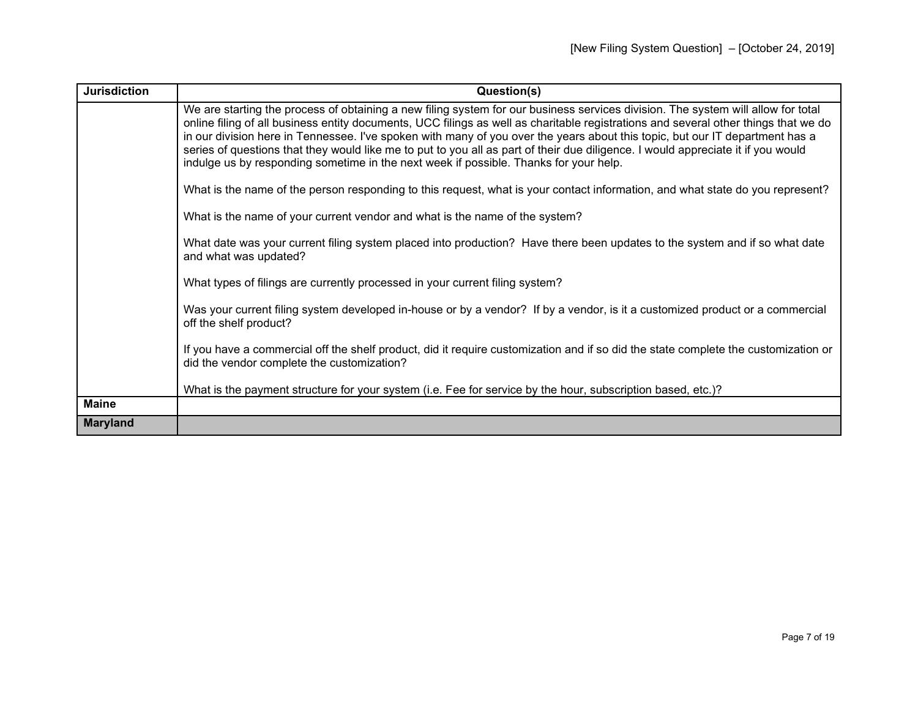| Jurisdiction | Question(s) |
| --- | --- |
| | We are starting the process of obtaining a new filing system for our business services division. The system will allow for total online filing of all business entity documents, UCC filings as well as charitable registrations and several other things that we do in our division here in Tennessee. I've spoken with many of you over the years about this topic, but our IT department has a series of questions that they would like me to put to you all as part of their due diligence. I would appreciate it if you would indulge us by responding sometime in the next week if possible. Thanks for your help.<br><br>What is the name of the person responding to this request, what is your contact information, and what state do you represent?<br><br>What is the name of your current vendor and what is the name of the system?<br><br>What date was your current filing system placed into production? Have there been updates to the system and if so what date and what was updated?<br><br>What types of filings are currently processed in your current filing system?<br><br>Was your current filing system developed in-house or by a vendor? If by a vendor, is it a customized product or a commercial off the shelf product?<br><br>If you have a commercial off the shelf product, did it require customization and if so did the state complete the customization or did the vendor complete the customization?<br><br>What is the payment structure for your system (i.e. Fee for service by the hour, subscription based, etc.)? |
| **Maine** | |
| **Maryland** | |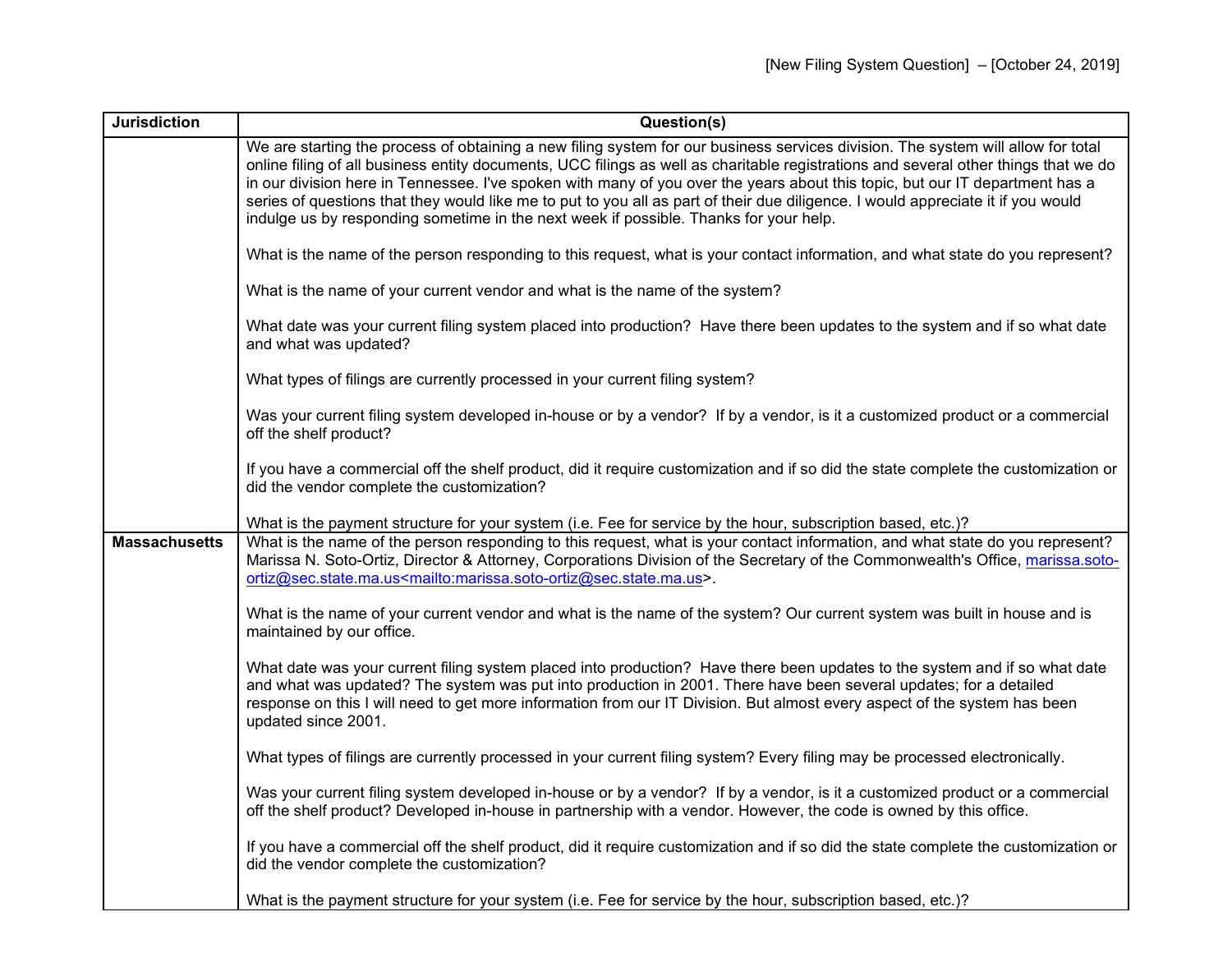| Jurisdiction | Question(s) |
|---|---|
| | We are starting the process of obtaining a new filing system for our business services division. The system will allow for total online filing of all business entity documents, UCC filings as well as charitable registrations and several other things that we do in our division here in Tennessee. I've spoken with many of you over the years about this topic, but our IT department has a series of questions that they would like me to put to you all as part of their due diligence. I would appreciate it if you would indulge us by responding sometime in the next week if possible. Thanks for your help.<br><br>What is the name of the person responding to this request, what is your contact information, and what state do you represent?<br><br>What is the name of your current vendor and what is the name of the system?<br><br>What date was your current filing system placed into production? Have there been updates to the system and if so what date and what was updated?<br><br>What types of filings are currently processed in your current filing system?<br><br>Was your current filing system developed in-house or by a vendor? If by a vendor, is it a customized product or a commercial off the shelf product?<br><br>If you have a commercial off the shelf product, did it require customization and if so did the state complete the customization or did the vendor complete the customization?<br><br>What is the payment structure for your system (i.e. Fee for service by the hour, subscription based, etc.)? |
| **Massachusetts** | What is the name of the person responding to this request, what is your contact information, and what state do you represent? Marissa N. Soto-Ortiz, Director & Attorney, Corporations Division of the Secretary of the Commonwealth's Office, marissa.soto-ortiz@sec.state.ma.us<mailto:marissa.soto-ortiz@sec.state.ma.us>.<br><br>What is the name of your current vendor and what is the name of the system? Our current system was built in house and is maintained by our office.<br><br>What date was your current filing system placed into production? Have there been updates to the system and if so what date and what was updated? The system was put into production in 2001. There have been several updates; for a detailed response on this I will need to get more information from our IT Division. But almost every aspect of the system has been updated since 2001.<br><br>What types of filings are currently processed in your current filing system? Every filing may be processed electronically.<br><br>Was your current filing system developed in-house or by a vendor? If by a vendor, is it a customized product or a commercial off the shelf product? Developed in-house in partnership with a vendor. However, the code is owned by this office.<br><br>If you have a commercial off the shelf product, did it require customization and if so did the state complete the customization or did the vendor complete the customization?<br><br>What is the payment structure for your system (i.e. Fee for service by the hour, subscription based, etc.)? |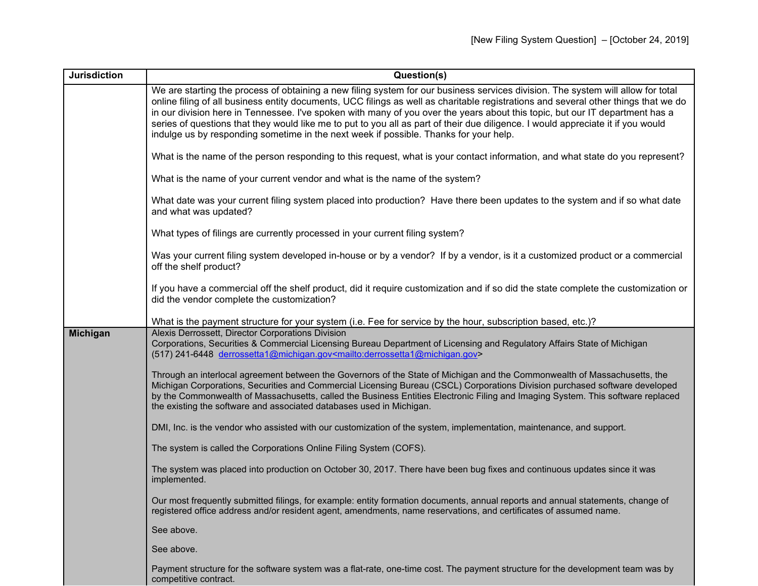[New Filing System Question] – [October 24, 2019]

| Jurisdiction | Question(s) |
|---|---|
| | We are starting the process of obtaining a new filing system for our business services division. The system will allow for total online filing of all business entity documents, UCC filings as well as charitable registrations and several other things that we do in our division here in Tennessee. I've spoken with many of you over the years about this topic, but our IT department has a series of questions that they would like me to put to you all as part of their due diligence. I would appreciate it if you would indulge us by responding sometime in the next week if possible. Thanks for your help.<br><br>What is the name of the person responding to this request, what is your contact information, and what state do you represent?<br><br>What is the name of your current vendor and what is the name of the system?<br><br>What date was your current filing system placed into production? Have there been updates to the system and if so what date and what was updated?<br><br>What types of filings are currently processed in your current filing system?<br><br>Was your current filing system developed in-house or by a vendor? If by a vendor, is it a customized product or a commercial off the shelf product?<br><br>If you have a commercial off the shelf product, did it require customization and if so did the state complete the customization or did the vendor complete the customization?<br><br>What is the payment structure for your system (i.e. Fee for service by the hour, subscription based, etc.)? |
| **Michigan** | Alexis Derrossett, Director Corporations Division<br>Corporations, Securities & Commercial Licensing Bureau Department of Licensing and Regulatory Affairs State of Michigan<br>(517) 241-6448 derrossetta1@michigan.gov<mailto:derrossetta1@michigan.gov><br><br>Through an interlocal agreement between the Governors of the State of Michigan and the Commonwealth of Massachusetts, the Michigan Corporations, Securities and Commercial Licensing Bureau (CSCL) Corporations Division purchased software developed by the Commonwealth of Massachusetts, called the Business Entities Electronic Filing and Imaging System. This software replaced the existing the software and associated databases used in Michigan.<br><br>DMI, Inc. is the vendor who assisted with our customization of the system, implementation, maintenance, and support.<br><br>The system is called the Corporations Online Filing System (COFS).<br><br>The system was placed into production on October 30, 2017. There have been bug fixes and continuous updates since it was implemented.<br><br>Our most frequently submitted filings, for example: entity formation documents, annual reports and annual statements, change of registered office address and/or resident agent, amendments, name reservations, and certificates of assumed name.<br><br>See above.<br><br>See above.<br><br>Payment structure for the software system was a flat-rate, one-time cost. The payment structure for the development team was by competitive contract. |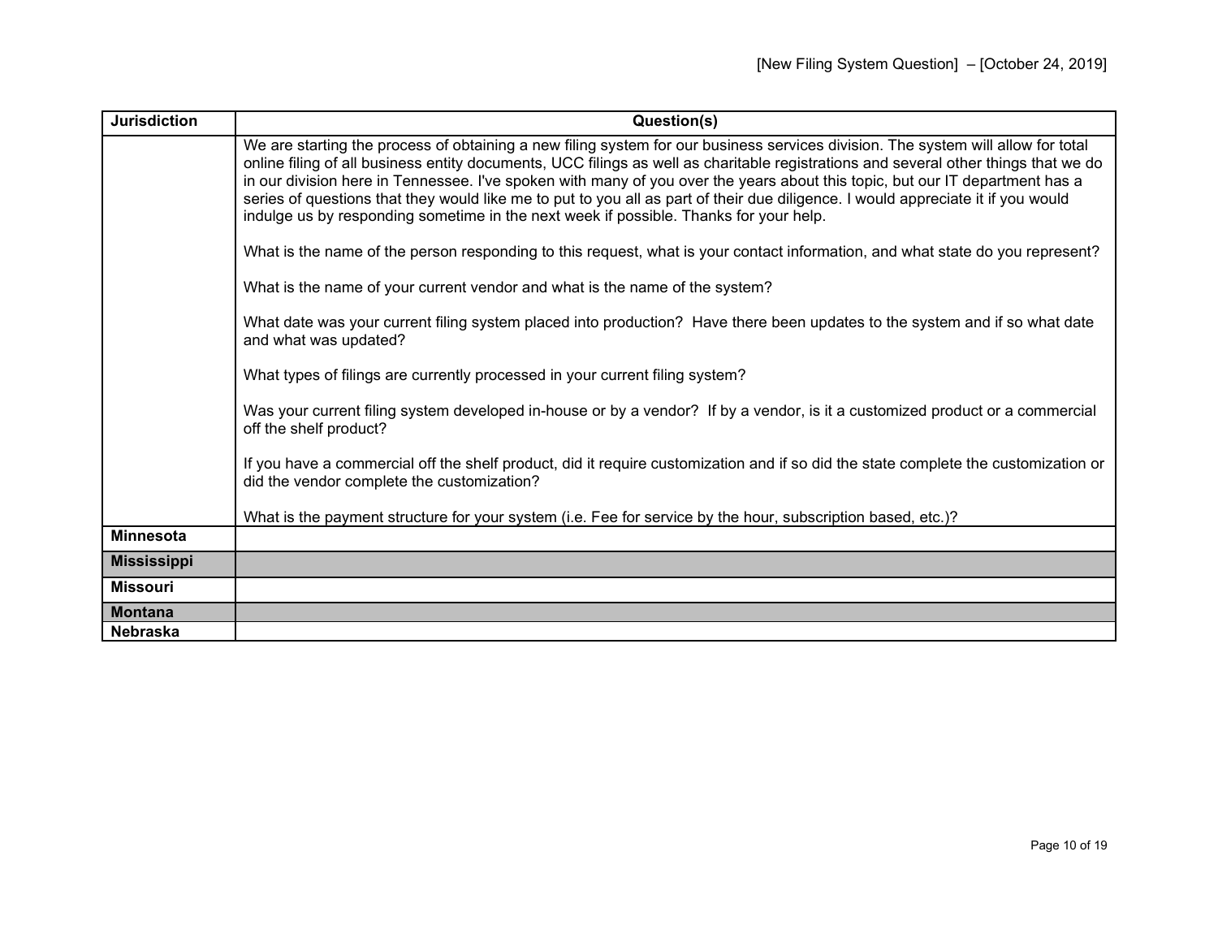| Jurisdiction | Question(s) |
|---|---|
| | We are starting the process of obtaining a new filing system for our business services division. The system will allow for total online filing of all business entity documents, UCC filings as well as charitable registrations and several other things that we do in our division here in Tennessee. I've spoken with many of you over the years about this topic, but our IT department has a series of questions that they would like me to put to you all as part of their due diligence. I would appreciate it if you would indulge us by responding sometime in the next week if possible. Thanks for your help.<br><br>What is the name of the person responding to this request, what is your contact information, and what state do you represent?<br><br>What is the name of your current vendor and what is the name of the system?<br><br>What date was your current filing system placed into production? Have there been updates to the system and if so what date and what was updated?<br><br>What types of filings are currently processed in your current filing system?<br><br>Was your current filing system developed in-house or by a vendor? If by a vendor, is it a customized product or a commercial off the shelf product?<br><br>If you have a commercial off the shelf product, did it require customization and if so did the state complete the customization or did the vendor complete the customization?<br><br>What is the payment structure for your system (i.e. Fee for service by the hour, subscription based, etc.)? |
| **Minnesota** | |
| **Mississippi** | |
| **Missouri** | |
| **Montana** | |
| **Nebraska** | |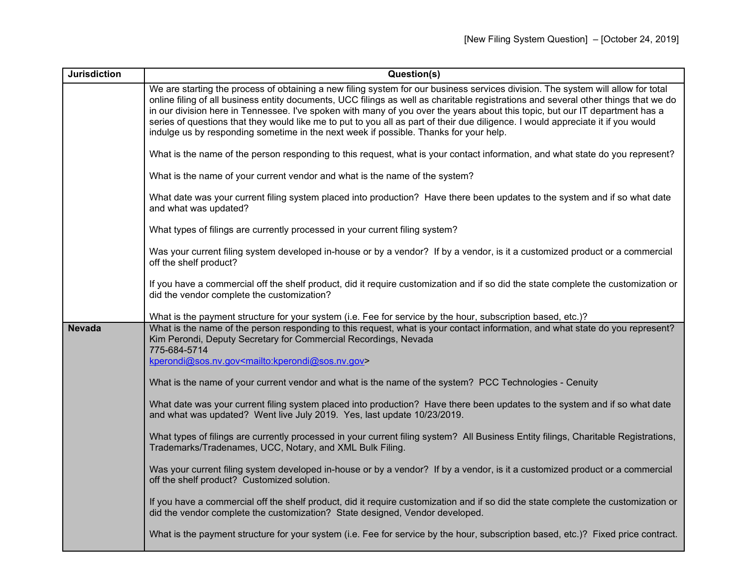| Jurisdiction | Question(s) |
|---|---|
| | We are starting the process of obtaining a new filing system for our business services division. The system will allow for total online filing of all business entity documents, UCC filings as well as charitable registrations and several other things that we do in our division here in Tennessee. I've spoken with many of you over the years about this topic, but our IT department has a series of questions that they would like me to put to you all as part of their due diligence. I would appreciate it if you would indulge us by responding sometime in the next week if possible. Thanks for your help.<br><br>What is the name of the person responding to this request, what is your contact information, and what state do you represent?<br><br>What is the name of your current vendor and what is the name of the system?<br><br>What date was your current filing system placed into production? Have there been updates to the system and if so what date and what was updated?<br><br>What types of filings are currently processed in your current filing system?<br><br>Was your current filing system developed in-house or by a vendor? If by a vendor, is it a customized product or a commercial off the shelf product?<br><br>If you have a commercial off the shelf product, did it require customization and if so did the state complete the customization or did the vendor complete the customization?<br><br>What is the payment structure for your system (i.e. Fee for service by the hour, subscription based, etc.)? |
| **Nevada** | What is the name of the person responding to this request, what is your contact information, and what state do you represent?<br>Kim Perondi, Deputy Secretary for Commercial Recordings, Nevada<br>775-684-5714<br>kperondi@sos.nv.gov<mailto:kperondi@sos.nv.gov><br><br>What is the name of your current vendor and what is the name of the system? PCC Technologies - Cenuity<br><br>What date was your current filing system placed into production? Have there been updates to the system and if so what date and what was updated? Went live July 2019. Yes, last update 10/23/2019.<br><br>What types of filings are currently processed in your current filing system? All Business Entity filings, Charitable Registrations, Trademarks/Tradenames, UCC, Notary, and XML Bulk Filing.<br><br>Was your current filing system developed in-house or by a vendor? If by a vendor, is it a customized product or a commercial off the shelf product? Customized solution.<br><br>If you have a commercial off the shelf product, did it require customization and if so did the state complete the customization or did the vendor complete the customization? State designed, Vendor developed.<br><br>What is the payment structure for your system (i.e. Fee for service by the hour, subscription based, etc.)? Fixed price contract. |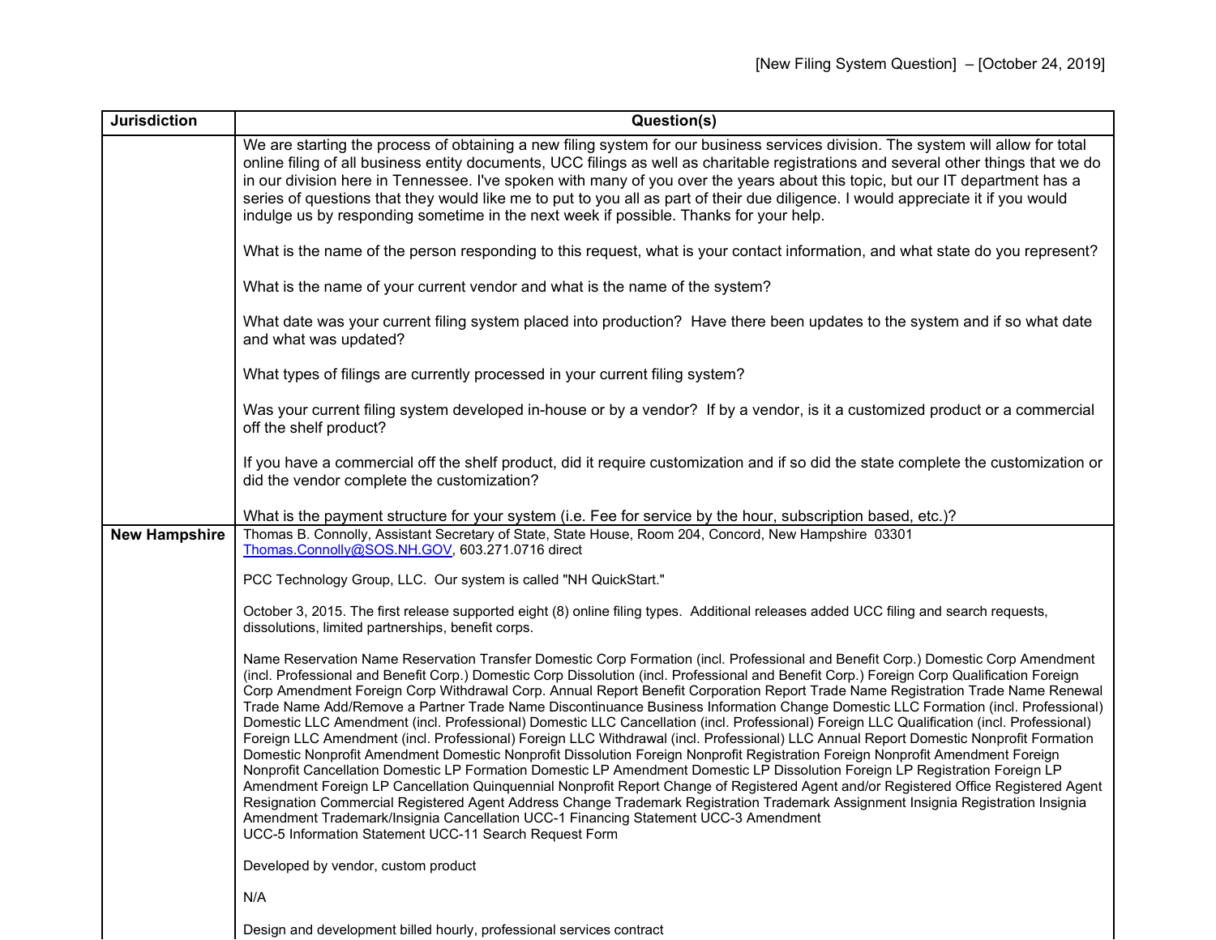[New Filing System Question] – [October 24, 2019]

| Jurisdiction | Question(s) |
| --- | --- |
| | We are starting the process of obtaining a new filing system for our business services division. The system will allow for total online filing of all business entity documents, UCC filings as well as charitable registrations and several other things that we do in our division here in Tennessee. I've spoken with many of you over the years about this topic, but our IT department has a series of questions that they would like me to put to you all as part of their due diligence. I would appreciate it if you would indulge us by responding sometime in the next week if possible. Thanks for your help.<br><br>What is the name of the person responding to this request, what is your contact information, and what state do you represent?<br><br>What is the name of your current vendor and what is the name of the system?<br><br>What date was your current filing system placed into production? Have there been updates to the system and if so what date and what was updated?<br><br>What types of filings are currently processed in your current filing system?<br><br>Was your current filing system developed in-house or by a vendor? If by a vendor, is it a customized product or a commercial off the shelf product?<br><br>If you have a commercial off the shelf product, did it require customization and if so did the state complete the customization or did the vendor complete the customization?<br><br>What is the payment structure for your system (i.e. Fee for service by the hour, subscription based, etc.)? |
| **New Hampshire** | Thomas B. Connolly, Assistant Secretary of State, State House, Room 204, Concord, New Hampshire 03301<br>Thomas.Connolly@SOS.NH.GOV, 603.271.0716 direct<br><br>PCC Technology Group, LLC. Our system is called "NH QuickStart."<br><br>October 3, 2015. The first release supported eight (8) online filing types. Additional releases added UCC filing and search requests, dissolutions, limited partnerships, benefit corps.<br><br>Name Reservation Name Reservation Transfer Domestic Corp Formation (incl. Professional and Benefit Corp.) Domestic Corp Amendment (incl. Professional and Benefit Corp.) Domestic Corp Dissolution (incl. Professional and Benefit Corp.) Foreign Corp Qualification Foreign Corp Amendment Foreign Corp Withdrawal Corp. Annual Report Benefit Corporation Report Trade Name Registration Trade Name Renewal Trade Name Add/Remove a Partner Trade Name Discontinuance Business Information Change Domestic LLC Formation (incl. Professional) Domestic LLC Amendment (incl. Professional) Domestic LLC Cancellation (incl. Professional) Foreign LLC Qualification (incl. Professional) Foreign LLC Amendment (incl. Professional) Foreign LLC Withdrawal (incl. Professional) LLC Annual Report Domestic Nonprofit Formation Domestic Nonprofit Amendment Domestic Nonprofit Dissolution Foreign Nonprofit Registration Foreign Nonprofit Amendment Foreign Nonprofit Cancellation Domestic LP Formation Domestic LP Amendment Domestic LP Dissolution Foreign LP Registration Foreign LP Amendment Foreign LP Cancellation Quinquennial Nonprofit Report Change of Registered Agent and/or Registered Office Registered Agent Resignation Commercial Registered Agent Address Change Trademark Registration Trademark Assignment Insignia Registration Insignia Amendment Trademark/Insignia Cancellation UCC-1 Financing Statement UCC-3 Amendment<br>UCC-5 Information Statement UCC-11 Search Request Form<br><br>Developed by vendor, custom product<br><br>N/A<br><br>Design and development billed hourly, professional services contract |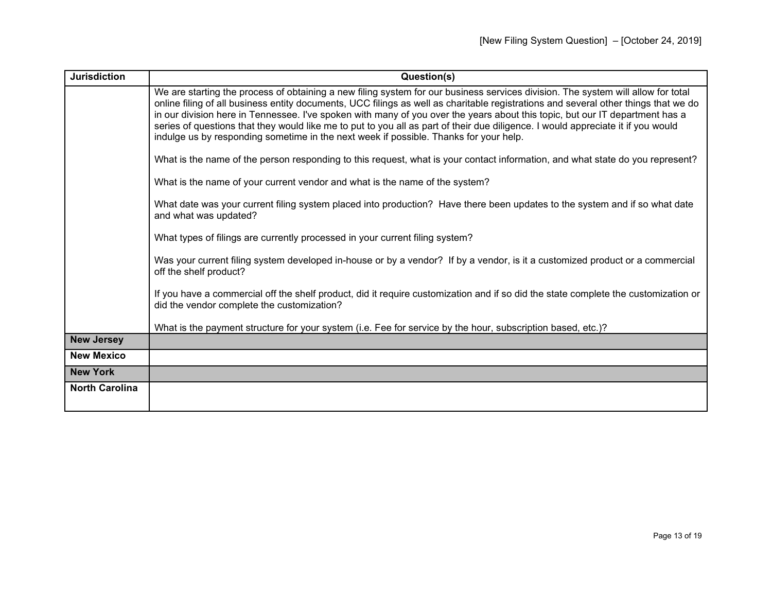| Jurisdiction | Question(s) |
|---|---|
| | We are starting the process of obtaining a new filing system for our business services division. The system will allow for total online filing of all business entity documents, UCC filings as well as charitable registrations and several other things that we do in our division here in Tennessee. I've spoken with many of you over the years about this topic, but our IT department has a series of questions that they would like me to put to you all as part of their due diligence. I would appreciate it if you would indulge us by responding sometime in the next week if possible. Thanks for your help.<br><br>What is the name of the person responding to this request, what is your contact information, and what state do you represent?<br><br>What is the name of your current vendor and what is the name of the system?<br><br>What date was your current filing system placed into production? Have there been updates to the system and if so what date and what was updated?<br><br>What types of filings are currently processed in your current filing system?<br><br>Was your current filing system developed in-house or by a vendor? If by a vendor, is it a customized product or a commercial off the shelf product?<br><br>If you have a commercial off the shelf product, did it require customization and if so did the state complete the customization or did the vendor complete the customization?<br><br>What is the payment structure for your system (i.e. Fee for service by the hour, subscription based, etc.)? |
| **New Jersey** | |
| **New Mexico** | |
| **New York** | |
| **North Carolina** | |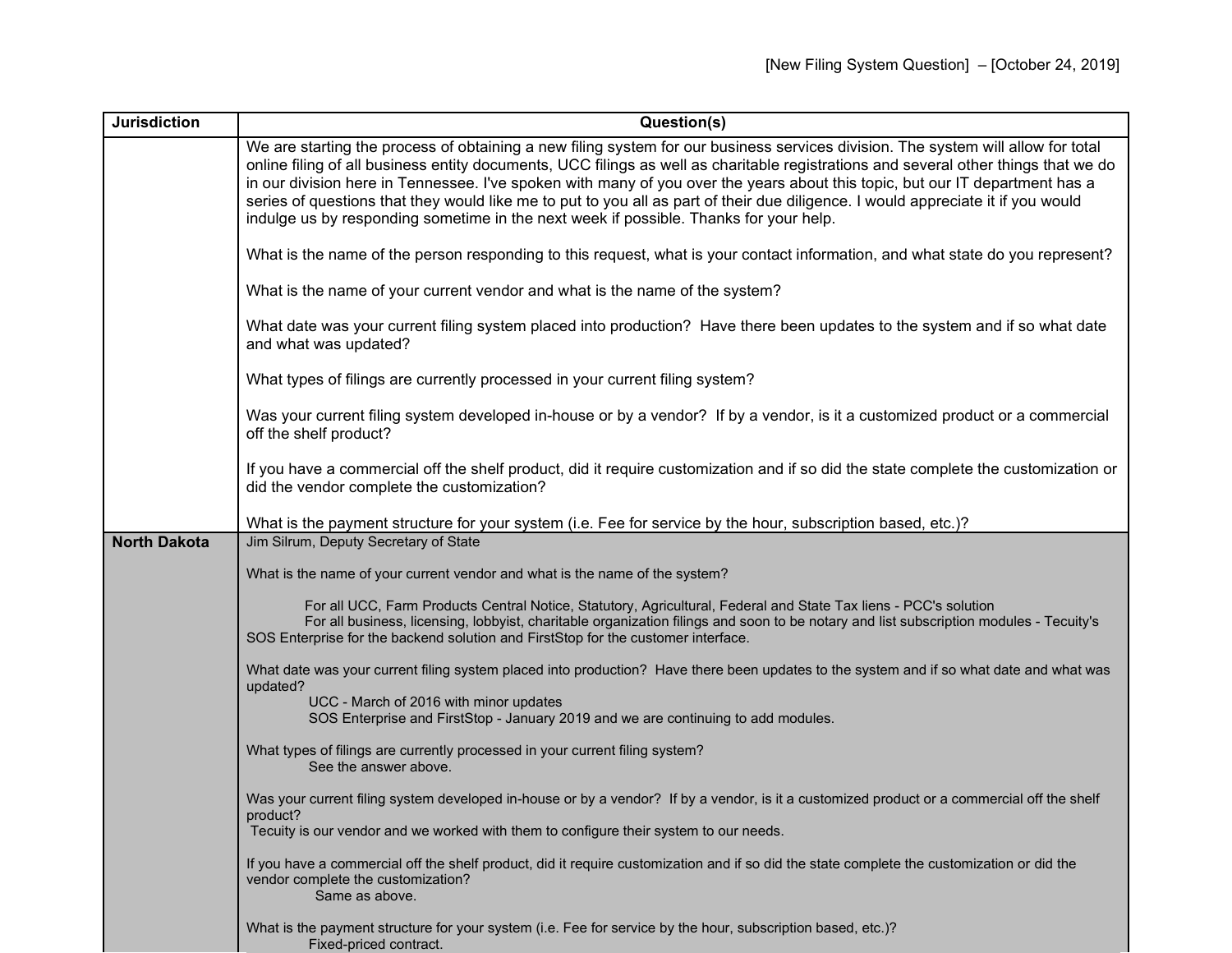[New Filing System Question] – [October 24, 2019]

| Jurisdiction | Question(s) |
|---|---|
| | We are starting the process of obtaining a new filing system for our business services division. The system will allow for total online filing of all business entity documents, UCC filings as well as charitable registrations and several other things that we do in our division here in Tennessee. I've spoken with many of you over the years about this topic, but our IT department has a series of questions that they would like me to put to you all as part of their due diligence. I would appreciate it if you would indulge us by responding sometime in the next week if possible. Thanks for your help.<br><br>What is the name of the person responding to this request, what is your contact information, and what state do you represent?<br><br>What is the name of your current vendor and what is the name of the system?<br><br>What date was your current filing system placed into production? Have there been updates to the system and if so what date and what was updated?<br><br>What types of filings are currently processed in your current filing system?<br><br>Was your current filing system developed in-house or by a vendor? If by a vendor, is it a customized product or a commercial off the shelf product?<br><br>If you have a commercial off the shelf product, did it require customization and if so did the state complete the customization or did the vendor complete the customization?<br><br>What is the payment structure for your system (i.e. Fee for service by the hour, subscription based, etc.)? |
| **North Dakota** | Jim Silrum, Deputy Secretary of State<br><br>What is the name of your current vendor and what is the name of the system?<br><br>For all UCC, Farm Products Central Notice, Statutory, Agricultural, Federal and State Tax liens - PCC's solution<br>For all business, licensing, lobbyist, charitable organization filings and soon to be notary and list subscription modules - Tecuity's SOS Enterprise for the backend solution and FirstStop for the customer interface.<br><br>What date was your current filing system placed into production? Have there been updates to the system and if so what date and what was updated?<br>UCC - March of 2016 with minor updates<br>SOS Enterprise and FirstStop - January 2019 and we are continuing to add modules.<br><br>What types of filings are currently processed in your current filing system?<br>See the answer above.<br><br>Was your current filing system developed in-house or by a vendor? If by a vendor, is it a customized product or a commercial off the shelf product?<br>Tecuity is our vendor and we worked with them to configure their system to our needs.<br><br>If you have a commercial off the shelf product, did it require customization and if so did the state complete the customization or did the vendor complete the customization?<br>Same as above.<br><br>What is the payment structure for your system (i.e. Fee for service by the hour, subscription based, etc.)?<br>Fixed-priced contract. |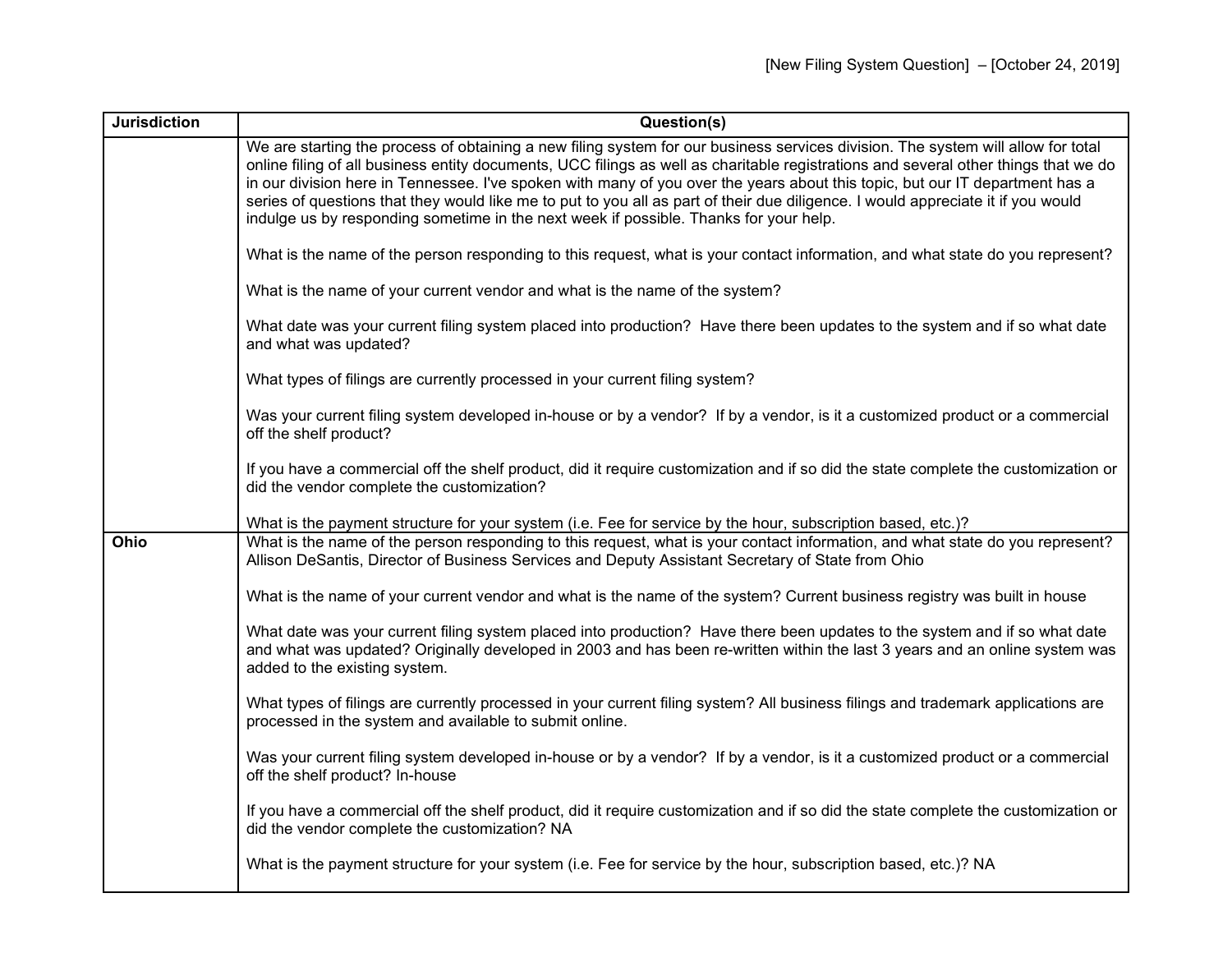[New Filing System Question] – [October 24, 2019]

| Jurisdiction | Question(s) |
| --- | --- |
| | We are starting the process of obtaining a new filing system for our business services division. The system will allow for total online filing of all business entity documents, UCC filings as well as charitable registrations and several other things that we do in our division here in Tennessee. I've spoken with many of you over the years about this topic, but our IT department has a series of questions that they would like me to put to you all as part of their due diligence. I would appreciate it if you would indulge us by responding sometime in the next week if possible. Thanks for your help.<br><br>What is the name of the person responding to this request, what is your contact information, and what state do you represent?<br><br>What is the name of your current vendor and what is the name of the system?<br><br>What date was your current filing system placed into production? Have there been updates to the system and if so what date and what was updated?<br><br>What types of filings are currently processed in your current filing system?<br><br>Was your current filing system developed in-house or by a vendor? If by a vendor, is it a customized product or a commercial off the shelf product?<br><br>If you have a commercial off the shelf product, did it require customization and if so did the state complete the customization or did the vendor complete the customization?<br><br>What is the payment structure for your system (i.e. Fee for service by the hour, subscription based, etc.)? |
| **Ohio** | What is the name of the person responding to this request, what is your contact information, and what state do you represent? Allison DeSantis, Director of Business Services and Deputy Assistant Secretary of State from Ohio<br><br>What is the name of your current vendor and what is the name of the system? Current business registry was built in house<br><br>What date was your current filing system placed into production? Have there been updates to the system and if so what date and what was updated? Originally developed in 2003 and has been re-written within the last 3 years and an online system was added to the existing system.<br><br>What types of filings are currently processed in your current filing system? All business filings and trademark applications are processed in the system and available to submit online.<br><br>Was your current filing system developed in-house or by a vendor? If by a vendor, is it a customized product or a commercial off the shelf product? In-house<br><br>If you have a commercial off the shelf product, did it require customization and if so did the state complete the customization or did the vendor complete the customization? NA<br><br>What is the payment structure for your system (i.e. Fee for service by the hour, subscription based, etc.)? NA |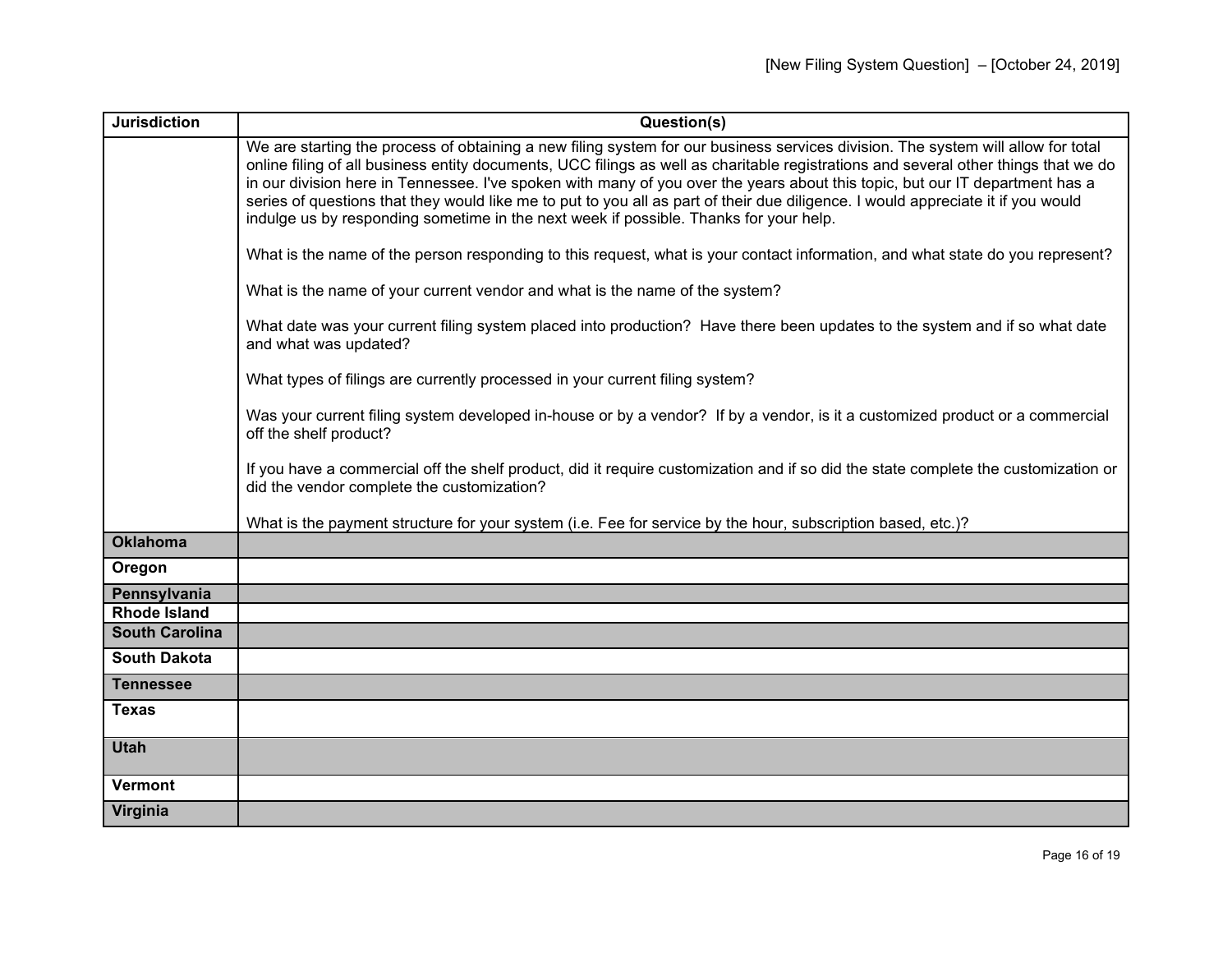| Jurisdiction | Question(s) |
| --- | --- |
| | We are starting the process of obtaining a new filing system for our business services division. The system will allow for total online filing of all business entity documents, UCC filings as well as charitable registrations and several other things that we do in our division here in Tennessee. I've spoken with many of you over the years about this topic, but our IT department has a series of questions that they would like me to put to you all as part of their due diligence. I would appreciate it if you would indulge us by responding sometime in the next week if possible. Thanks for your help.<br><br>What is the name of the person responding to this request, what is your contact information, and what state do you represent?<br><br>What is the name of your current vendor and what is the name of the system?<br><br>What date was your current filing system placed into production? Have there been updates to the system and if so what date and what was updated?<br><br>What types of filings are currently processed in your current filing system?<br><br>Was your current filing system developed in-house or by a vendor? If by a vendor, is it a customized product or a commercial off the shelf product?<br><br>If you have a commercial off the shelf product, did it require customization and if so did the state complete the customization or did the vendor complete the customization?<br><br>What is the payment structure for your system (i.e. Fee for service by the hour, subscription based, etc.)? |
| **Oklahoma** | |
| **Oregon** | |
| **Pennsylvania** | |
| **Rhode Island** | |
| **South Carolina** | |
| **South Dakota** | |
| **Tennessee** | |
| **Texas** | |
| **Utah** | |
| **Vermont** | |
| **Virginia** | |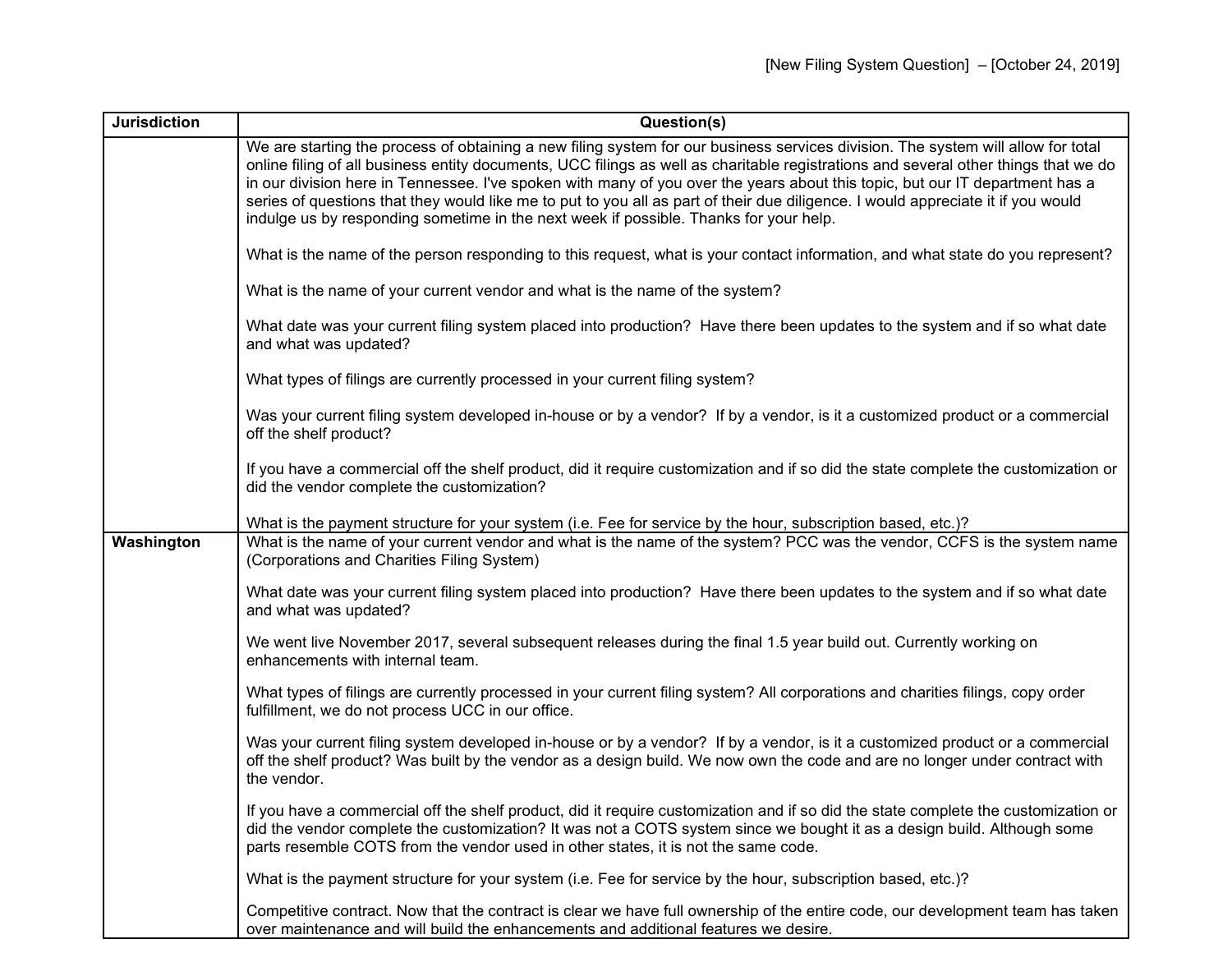[New Filing System Question] – [October 24, 2019]

| Jurisdiction | Question(s) |
| --- | --- |
| | We are starting the process of obtaining a new filing system for our business services division. The system will allow for total online filing of all business entity documents, UCC filings as well as charitable registrations and several other things that we do in our division here in Tennessee. I've spoken with many of you over the years about this topic, but our IT department has a series of questions that they would like me to put to you all as part of their due diligence. I would appreciate it if you would indulge us by responding sometime in the next week if possible. Thanks for your help.<br><br>What is the name of the person responding to this request, what is your contact information, and what state do you represent?<br><br>What is the name of your current vendor and what is the name of the system?<br><br>What date was your current filing system placed into production? Have there been updates to the system and if so what date and what was updated?<br><br>What types of filings are currently processed in your current filing system?<br><br>Was your current filing system developed in-house or by a vendor? If by a vendor, is it a customized product or a commercial off the shelf product?<br><br>If you have a commercial off the shelf product, did it require customization and if so did the state complete the customization or did the vendor complete the customization?<br><br>What is the payment structure for your system (i.e. Fee for service by the hour, subscription based, etc.)? |
| **Washington** | What is the name of your current vendor and what is the name of the system? PCC was the vendor, CCFS is the system name (Corporations and Charities Filing System)<br><br>What date was your current filing system placed into production? Have there been updates to the system and if so what date and what was updated?<br><br>We went live November 2017, several subsequent releases during the final 1.5 year build out. Currently working on enhancements with internal team.<br><br>What types of filings are currently processed in your current filing system? All corporations and charities filings, copy order fulfillment, we do not process UCC in our office.<br><br>Was your current filing system developed in-house or by a vendor? If by a vendor, is it a customized product or a commercial off the shelf product? Was built by the vendor as a design build. We now own the code and are no longer under contract with the vendor.<br><br>If you have a commercial off the shelf product, did it require customization and if so did the state complete the customization or did the vendor complete the customization? It was not a COTS system since we bought it as a design build. Although some parts resemble COTS from the vendor used in other states, it is not the same code.<br><br>What is the payment structure for your system (i.e. Fee for service by the hour, subscription based, etc.)?<br><br>Competitive contract. Now that the contract is clear we have full ownership of the entire code, our development team has taken over maintenance and will build the enhancements and additional features we desire. |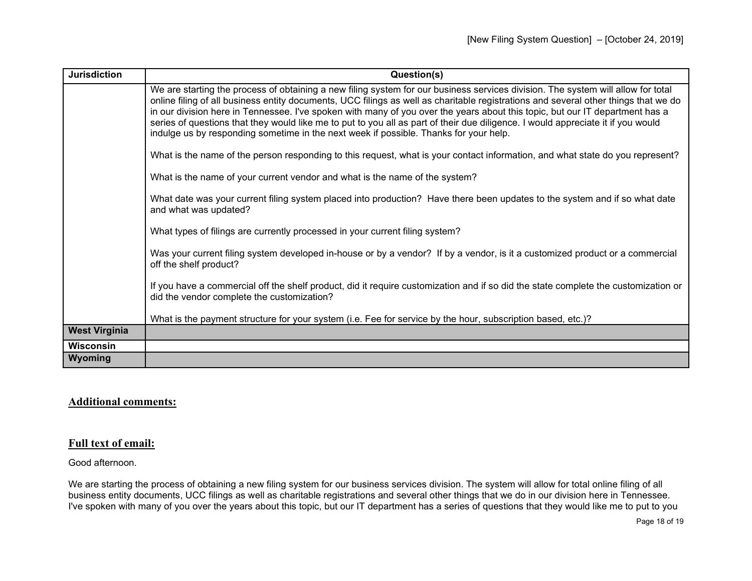| Jurisdiction | Question(s) |
| --- | --- |
| | We are starting the process of obtaining a new filing system for our business services division. The system will allow for total online filing of all business entity documents, UCC filings as well as charitable registrations and several other things that we do in our division here in Tennessee. I've spoken with many of you over the years about this topic, but our IT department has a series of questions that they would like me to put to you all as part of their due diligence. I would appreciate it if you would indulge us by responding sometime in the next week if possible. Thanks for your help.<br><br>What is the name of the person responding to this request, what is your contact information, and what state do you represent?<br><br>What is the name of your current vendor and what is the name of the system?<br><br>What date was your current filing system placed into production? Have there been updates to the system and if so what date and what was updated?<br><br>What types of filings are currently processed in your current filing system?<br><br>Was your current filing system developed in-house or by a vendor? If by a vendor, is it a customized product or a commercial off the shelf product?<br><br>If you have a commercial off the shelf product, did it require customization and if so did the state complete the customization or did the vendor complete the customization?<br><br>What is the payment structure for your system (i.e. Fee for service by the hour, subscription based, etc.)? |
| **West Virginia** | |
| **Wisconsin** | |
| **Wyoming** | |

## Additional comments:

## Full text of email:

Good afternoon.

We are starting the process of obtaining a new filing system for our business services division. The system will allow for total online filing of all business entity documents, UCC filings as well as charitable registrations and several other things that we do in our division here in Tennessee. I've spoken with many of you over the years about this topic, but our IT department has a series of questions that they would like me to put to you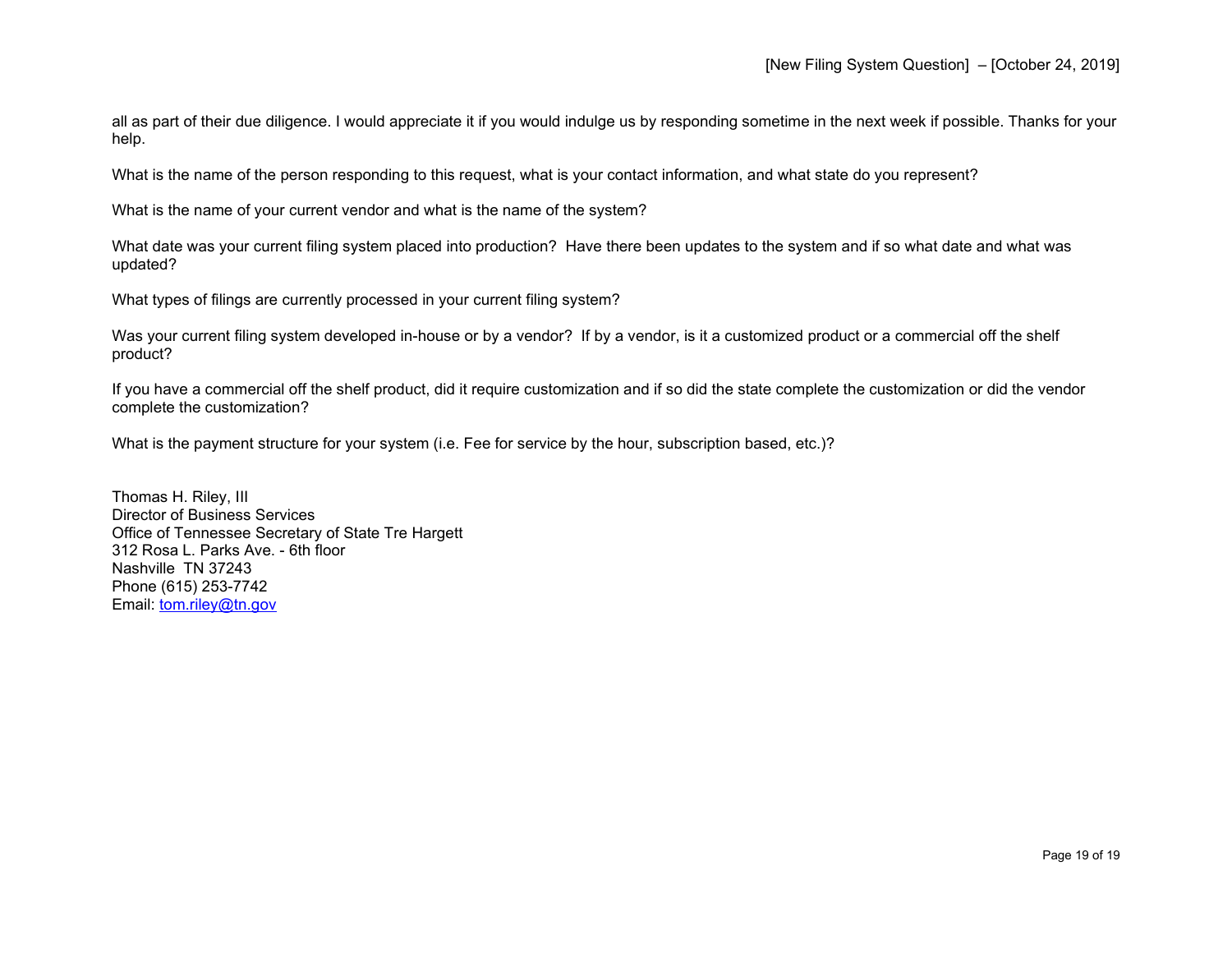all as part of their due diligence. I would appreciate it if you would indulge us by responding sometime in the next week if possible. Thanks for your help.

What is the name of the person responding to this request, what is your contact information, and what state do you represent?

What is the name of your current vendor and what is the name of the system?

What date was your current filing system placed into production? Have there been updates to the system and if so what date and what was updated?

What types of filings are currently processed in your current filing system?

Was your current filing system developed in-house or by a vendor? If by a vendor, is it a customized product or a commercial off the shelf product?

If you have a commercial off the shelf product, did it require customization and if so did the state complete the customization or did the vendor complete the customization?

What is the payment structure for your system (i.e. Fee for service by the hour, subscription based, etc.)?

Thomas H. Riley, III
Director of Business Services
Office of Tennessee Secretary of State Tre Hargett
312 Rosa L. Parks Ave. - 6th floor
Nashville TN 37243
Phone (615) 253-7742
Email: tom.riley@tn.gov